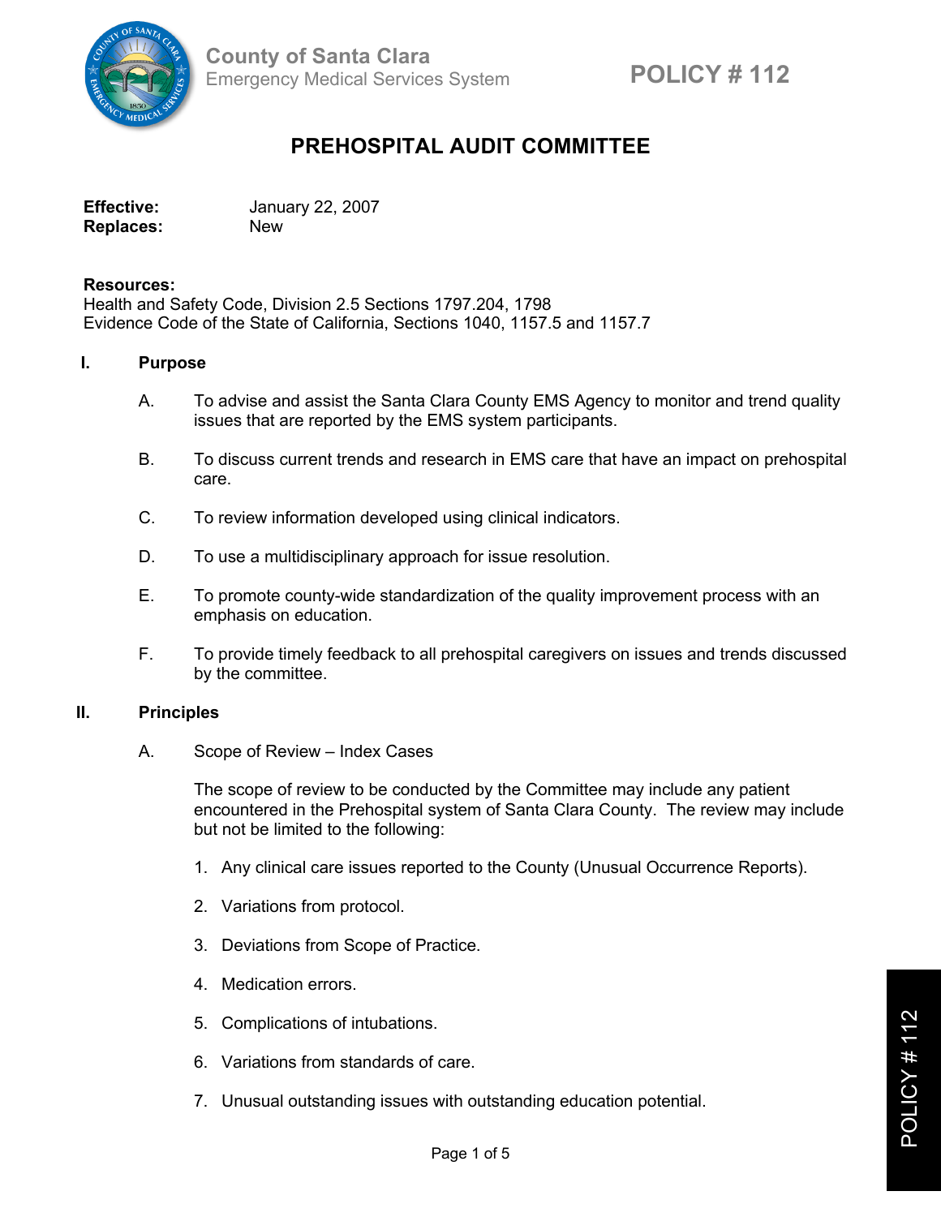County of Santa Clara
Emergency Medical Services System

POLICY # 112

# PREHOSPITAL AUDIT COMMITTEE

**Effective:** January 22, 2007
**Replaces:** New

**Resources:**
Health and Safety Code, Division 2.5 Sections 1797.204, 1798
Evidence Code of the State of California, Sections 1040, 1157.5 and 1157.7

## I. Purpose

A. To advise and assist the Santa Clara County EMS Agency to monitor and trend quality issues that are reported by the EMS system participants.

B. To discuss current trends and research in EMS care that have an impact on prehospital care.

C. To review information developed using clinical indicators.

D. To use a multidisciplinary approach for issue resolution.

E. To promote county-wide standardization of the quality improvement process with an emphasis on education.

F. To provide timely feedback to all prehospital caregivers on issues and trends discussed by the committee.

## II. Principles

A. Scope of Review – Index Cases

The scope of review to be conducted by the Committee may include any patient encountered in the Prehospital system of Santa Clara County. The review may include but not be limited to the following:

1. Any clinical care issues reported to the County (Unusual Occurrence Reports).
2. Variations from protocol.
3. Deviations from Scope of Practice.
4. Medication errors.
5. Complications of intubations.
6. Variations from standards of care.
7. Unusual outstanding issues with outstanding education potential.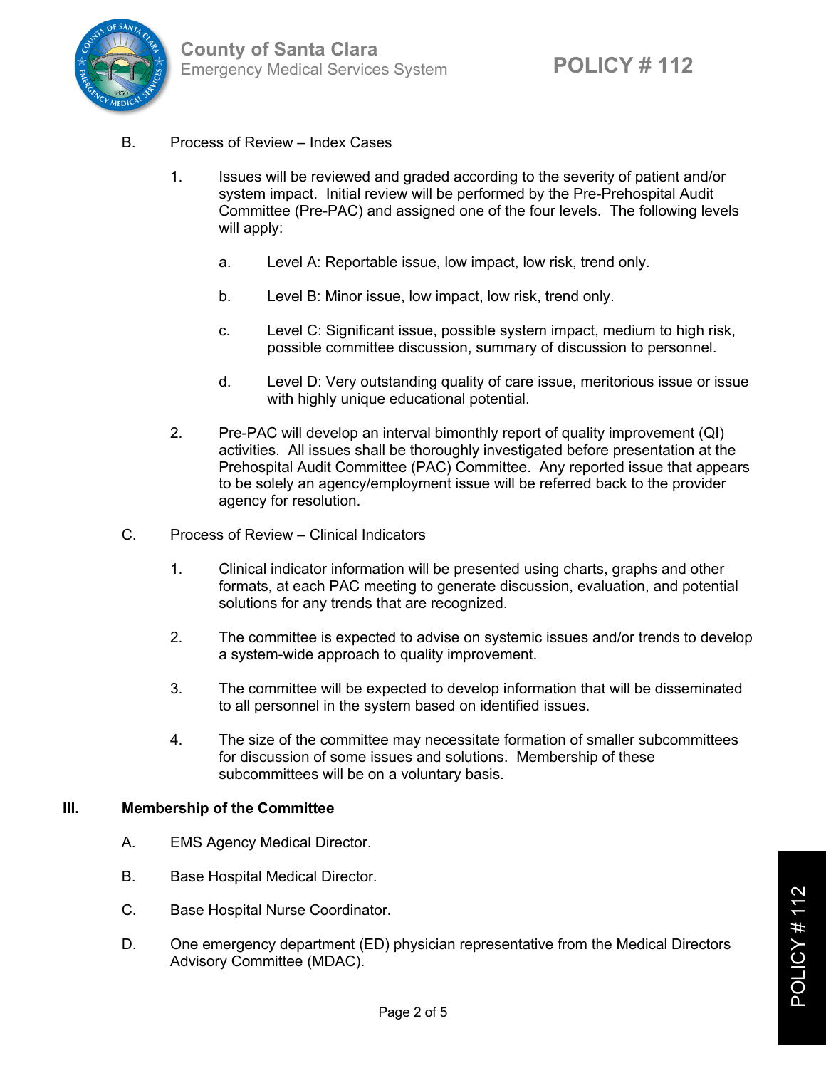B. Process of Review – Index Cases

1. Issues will be reviewed and graded according to the severity of patient and/or system impact. Initial review will be performed by the Pre-Prehospital Audit Committee (Pre-PAC) and assigned one of the four levels. The following levels will apply:

   a. Level A: Reportable issue, low impact, low risk, trend only.

   b. Level B: Minor issue, low impact, low risk, trend only.

   c. Level C: Significant issue, possible system impact, medium to high risk, possible committee discussion, summary of discussion to personnel.

   d. Level D: Very outstanding quality of care issue, meritorious issue or issue with highly unique educational potential.

2. Pre-PAC will develop an interval bimonthly report of quality improvement (QI) activities. All issues shall be thoroughly investigated before presentation at the Prehospital Audit Committee (PAC) Committee. Any reported issue that appears to be solely an agency/employment issue will be referred back to the provider agency for resolution.

C. Process of Review – Clinical Indicators

1. Clinical indicator information will be presented using charts, graphs and other formats, at each PAC meeting to generate discussion, evaluation, and potential solutions for any trends that are recognized.

2. The committee is expected to advise on systemic issues and/or trends to develop a system-wide approach to quality improvement.

3. The committee will be expected to develop information that will be disseminated to all personnel in the system based on identified issues.

4. The size of the committee may necessitate formation of smaller subcommittees for discussion of some issues and solutions. Membership of these subcommittees will be on a voluntary basis.

## III. Membership of the Committee

A. EMS Agency Medical Director.

B. Base Hospital Medical Director.

C. Base Hospital Nurse Coordinator.

D. One emergency department (ED) physician representative from the Medical Directors Advisory Committee (MDAC).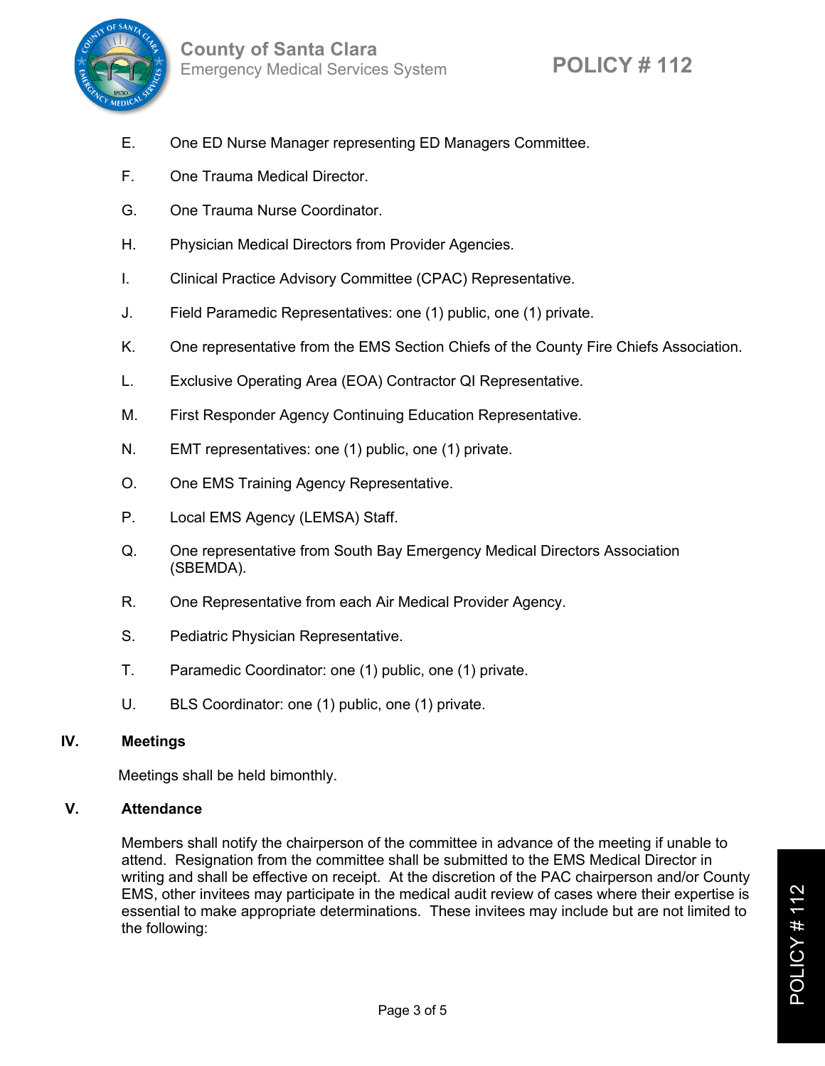E. One ED Nurse Manager representing ED Managers Committee.

F. One Trauma Medical Director.

G. One Trauma Nurse Coordinator.

H. Physician Medical Directors from Provider Agencies.

I. Clinical Practice Advisory Committee (CPAC) Representative.

J. Field Paramedic Representatives: one (1) public, one (1) private.

K. One representative from the EMS Section Chiefs of the County Fire Chiefs Association.

L. Exclusive Operating Area (EOA) Contractor QI Representative.

M. First Responder Agency Continuing Education Representative.

N. EMT representatives: one (1) public, one (1) private.

O. One EMS Training Agency Representative.

P. Local EMS Agency (LEMSA) Staff.

Q. One representative from South Bay Emergency Medical Directors Association (SBEMDA).

R. One Representative from each Air Medical Provider Agency.

S. Pediatric Physician Representative.

T. Paramedic Coordinator: one (1) public, one (1) private.

U. BLS Coordinator: one (1) public, one (1) private.

## IV. Meetings

Meetings shall be held bimonthly.

## V. Attendance

Members shall notify the chairperson of the committee in advance of the meeting if unable to attend. Resignation from the committee shall be submitted to the EMS Medical Director in writing and shall be effective on receipt. At the discretion of the PAC chairperson and/or County EMS, other invitees may participate in the medical audit review of cases where their expertise is essential to make appropriate determinations. These invitees may include but are not limited to the following: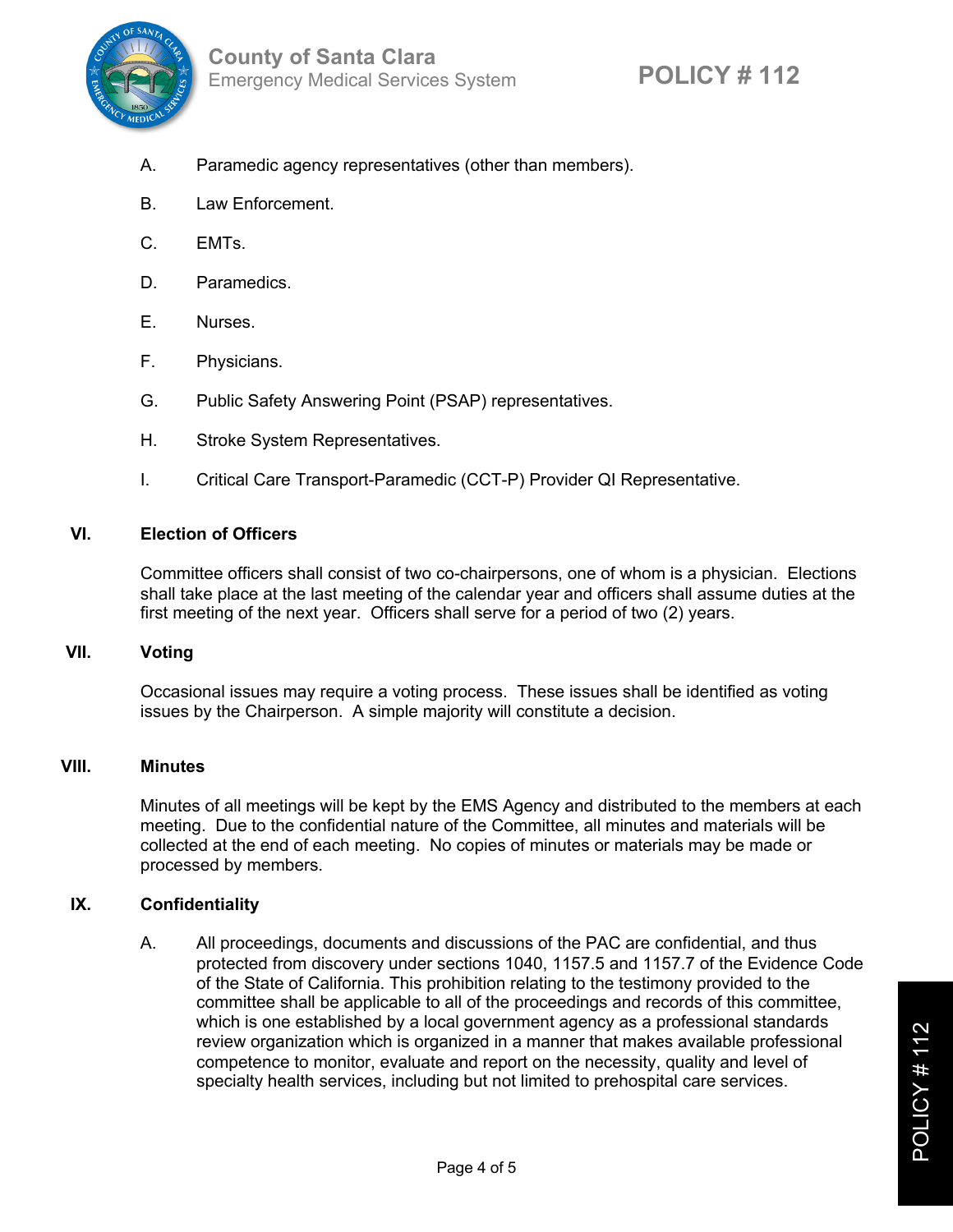A. Paramedic agency representatives (other than members).

B. Law Enforcement.

C. EMTs.

D. Paramedics.

E. Nurses.

F. Physicians.

G. Public Safety Answering Point (PSAP) representatives.

H. Stroke System Representatives.

I. Critical Care Transport-Paramedic (CCT-P) Provider QI Representative.

## VI. Election of Officers

Committee officers shall consist of two co-chairpersons, one of whom is a physician. Elections shall take place at the last meeting of the calendar year and officers shall assume duties at the first meeting of the next year. Officers shall serve for a period of two (2) years.

## VII. Voting

Occasional issues may require a voting process. These issues shall be identified as voting issues by the Chairperson. A simple majority will constitute a decision.

## VIII. Minutes

Minutes of all meetings will be kept by the EMS Agency and distributed to the members at each meeting. Due to the confidential nature of the Committee, all minutes and materials will be collected at the end of each meeting. No copies of minutes or materials may be made or processed by members.

## IX. Confidentiality

A. All proceedings, documents and discussions of the PAC are confidential, and thus protected from discovery under sections 1040, 1157.5 and 1157.7 of the Evidence Code of the State of California. This prohibition relating to the testimony provided to the committee shall be applicable to all of the proceedings and records of this committee, which is one established by a local government agency as a professional standards review organization which is organized in a manner that makes available professional competence to monitor, evaluate and report on the necessity, quality and level of specialty health services, including but not limited to prehospital care services.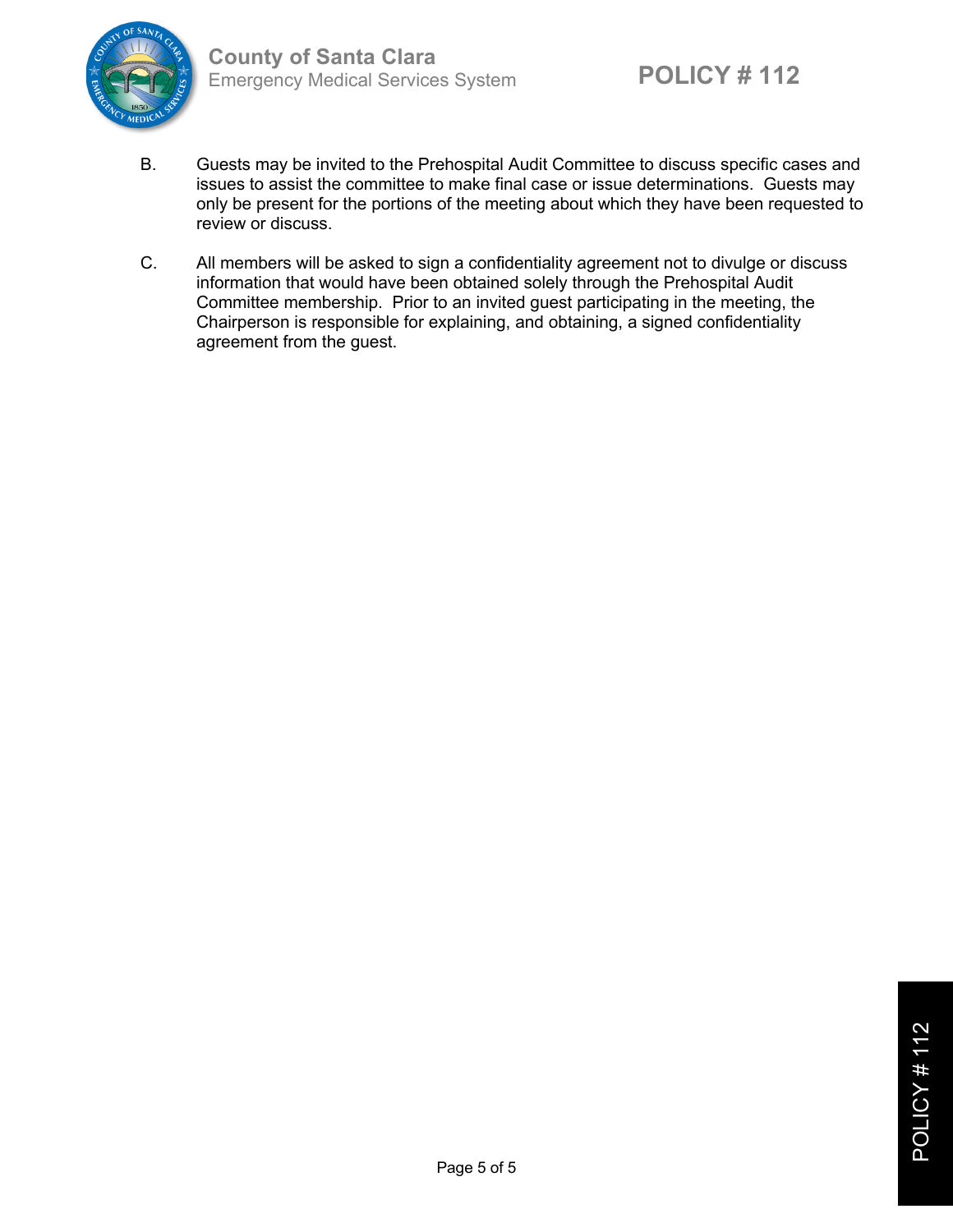B. Guests may be invited to the Prehospital Audit Committee to discuss specific cases and issues to assist the committee to make final case or issue determinations. Guests may only be present for the portions of the meeting about which they have been requested to review or discuss.

C. All members will be asked to sign a confidentiality agreement not to divulge or discuss information that would have been obtained solely through the Prehospital Audit Committee membership. Prior to an invited guest participating in the meeting, the Chairperson is responsible for explaining, and obtaining, a signed confidentiality agreement from the guest.